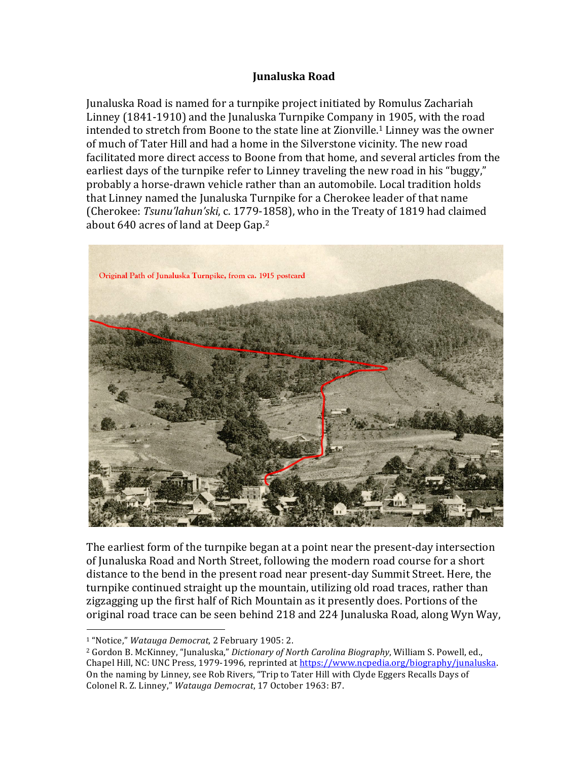# Junaluska Road

Junaluska Road is named for a turnpike project initiated by Romulus Zachariah Linney (1841-1910) and the Junaluska Turnpike Company in 1905, with the road intended to stretch from Boone to the state line at Zionville.[1] Linney was the owner of much of Tater Hill and had a home in the Silverstone vicinity. The new road facilitated more direct access to Boone from that home, and several articles from the earliest days of the turnpike refer to Linney traveling the new road in his "buggy," probably a horse-drawn vehicle rather than an automobile. Local tradition holds that Linney named the Junaluska Turnpike for a Cherokee leader of that name (Cherokee: *Tsunu'lahun'ski*, c. 1779-1858), who in the Treaty of 1819 had claimed about 640 acres of land at Deep Gap.[2]

Original Path of Junaluska Turnpike, from ca. 1915 postcard

The earliest form of the turnpike began at a point near the present-day intersection of Junaluska Road and North Street, following the modern road course for a short distance to the bend in the present road near present-day Summit Street. Here, the turnpike continued straight up the mountain, utilizing old road traces, rather than zigzagging up the first half of Rich Mountain as it presently does. Portions of the original road trace can be seen behind 218 and 224 Junaluska Road, along Wyn Way,

---

[1] "Notice," *Watauga Democrat*, 2 February 1905: 2.

[2] Gordon B. McKinney, "Junaluska," *Dictionary of North Carolina Biography*, William S. Powell, ed., Chapel Hill, NC: UNC Press, 1979-1996, reprinted at https://www.ncpedia.org/biography/junaluska. On the naming by Linney, see Rob Rivers, "Trip to Tater Hill with Clyde Eggers Recalls Days of Colonel R. Z. Linney," *Watauga Democrat*, 17 October 1963: B7.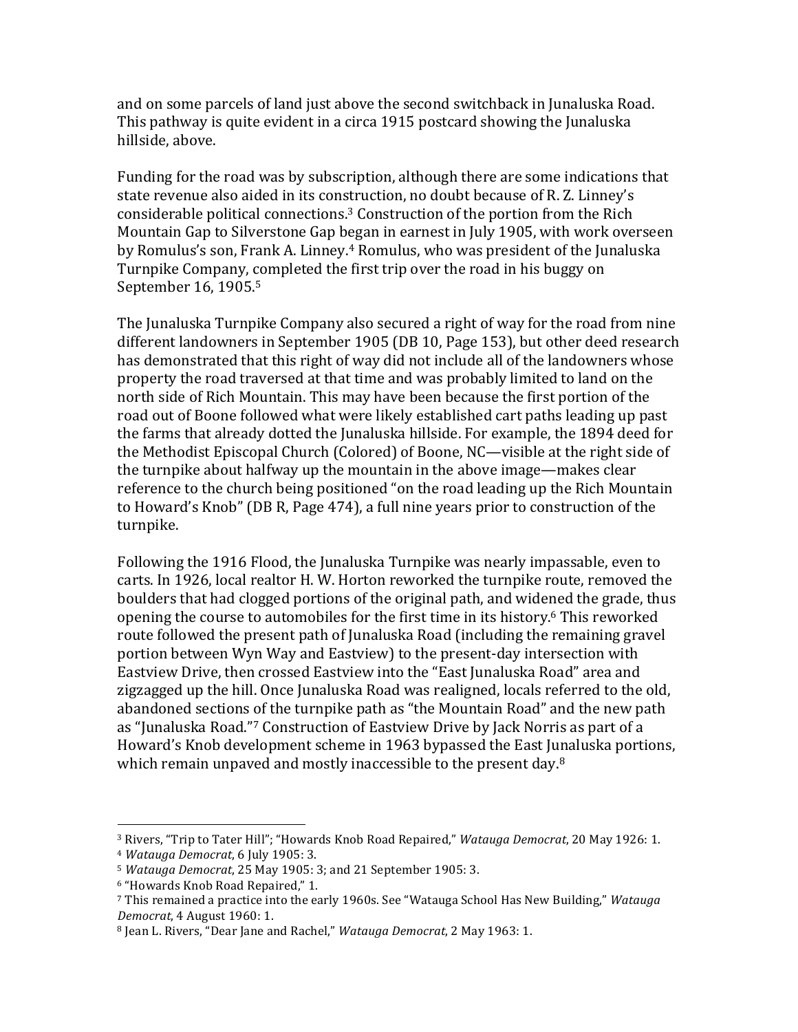and on some parcels of land just above the second switchback in Junaluska Road. This pathway is quite evident in a circa 1915 postcard showing the Junaluska hillside, above.

Funding for the road was by subscription, although there are some indications that state revenue also aided in its construction, no doubt because of R. Z. Linney's considerable political connections.[3] Construction of the portion from the Rich Mountain Gap to Silverstone Gap began in earnest in July 1905, with work overseen by Romulus's son, Frank A. Linney.[4] Romulus, who was president of the Junaluska Turnpike Company, completed the first trip over the road in his buggy on September 16, 1905.[5]

The Junaluska Turnpike Company also secured a right of way for the road from nine different landowners in September 1905 (DB 10, Page 153), but other deed research has demonstrated that this right of way did not include all of the landowners whose property the road traversed at that time and was probably limited to land on the north side of Rich Mountain. This may have been because the first portion of the road out of Boone followed what were likely established cart paths leading up past the farms that already dotted the Junaluska hillside. For example, the 1894 deed for the Methodist Episcopal Church (Colored) of Boone, NC—visible at the right side of the turnpike about halfway up the mountain in the above image—makes clear reference to the church being positioned "on the road leading up the Rich Mountain to Howard's Knob" (DB R, Page 474), a full nine years prior to construction of the turnpike.

Following the 1916 Flood, the Junaluska Turnpike was nearly impassable, even to carts. In 1926, local realtor H. W. Horton reworked the turnpike route, removed the boulders that had clogged portions of the original path, and widened the grade, thus opening the course to automobiles for the first time in its history.[6] This reworked route followed the present path of Junaluska Road (including the remaining gravel portion between Wyn Way and Eastview) to the present-day intersection with Eastview Drive, then crossed Eastview into the "East Junaluska Road" area and zigzagged up the hill. Once Junaluska Road was realigned, locals referred to the old, abandoned sections of the turnpike path as "the Mountain Road" and the new path as "Junaluska Road."[7] Construction of Eastview Drive by Jack Norris as part of a Howard's Knob development scheme in 1963 bypassed the East Junaluska portions, which remain unpaved and mostly inaccessible to the present day.[8]

---

[3] Rivers, "Trip to Tater Hill"; "Howards Knob Road Repaired," *Watauga Democrat*, 20 May 1926: 1.

[4] *Watauga Democrat*, 6 July 1905: 3.

[5] *Watauga Democrat*, 25 May 1905: 3; and 21 September 1905: 3.

[6] "Howards Knob Road Repaired," 1.

[7] This remained a practice into the early 1960s. See "Watauga School Has New Building," *Watauga Democrat*, 4 August 1960: 1.

[8] Jean L. Rivers, "Dear Jane and Rachel," *Watauga Democrat*, 2 May 1963: 1.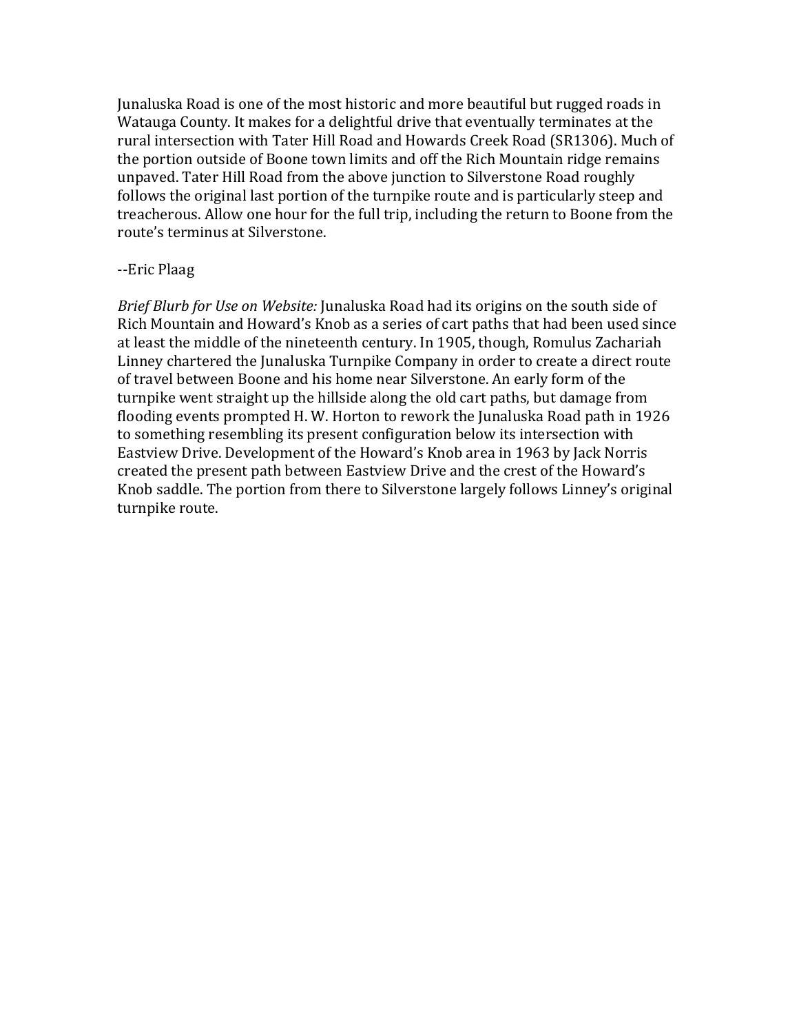Junaluska Road is one of the most historic and more beautiful but rugged roads in Watauga County. It makes for a delightful drive that eventually terminates at the rural intersection with Tater Hill Road and Howards Creek Road (SR1306). Much of the portion outside of Boone town limits and off the Rich Mountain ridge remains unpaved. Tater Hill Road from the above junction to Silverstone Road roughly follows the original last portion of the turnpike route and is particularly steep and treacherous. Allow one hour for the full trip, including the return to Boone from the route's terminus at Silverstone.

--Eric Plaag

*Brief Blurb for Use on Website:* Junaluska Road had its origins on the south side of Rich Mountain and Howard's Knob as a series of cart paths that had been used since at least the middle of the nineteenth century. In 1905, though, Romulus Zachariah Linney chartered the Junaluska Turnpike Company in order to create a direct route of travel between Boone and his home near Silverstone. An early form of the turnpike went straight up the hillside along the old cart paths, but damage from flooding events prompted H. W. Horton to rework the Junaluska Road path in 1926 to something resembling its present configuration below its intersection with Eastview Drive. Development of the Howard's Knob area in 1963 by Jack Norris created the present path between Eastview Drive and the crest of the Howard's Knob saddle. The portion from there to Silverstone largely follows Linney's original turnpike route.